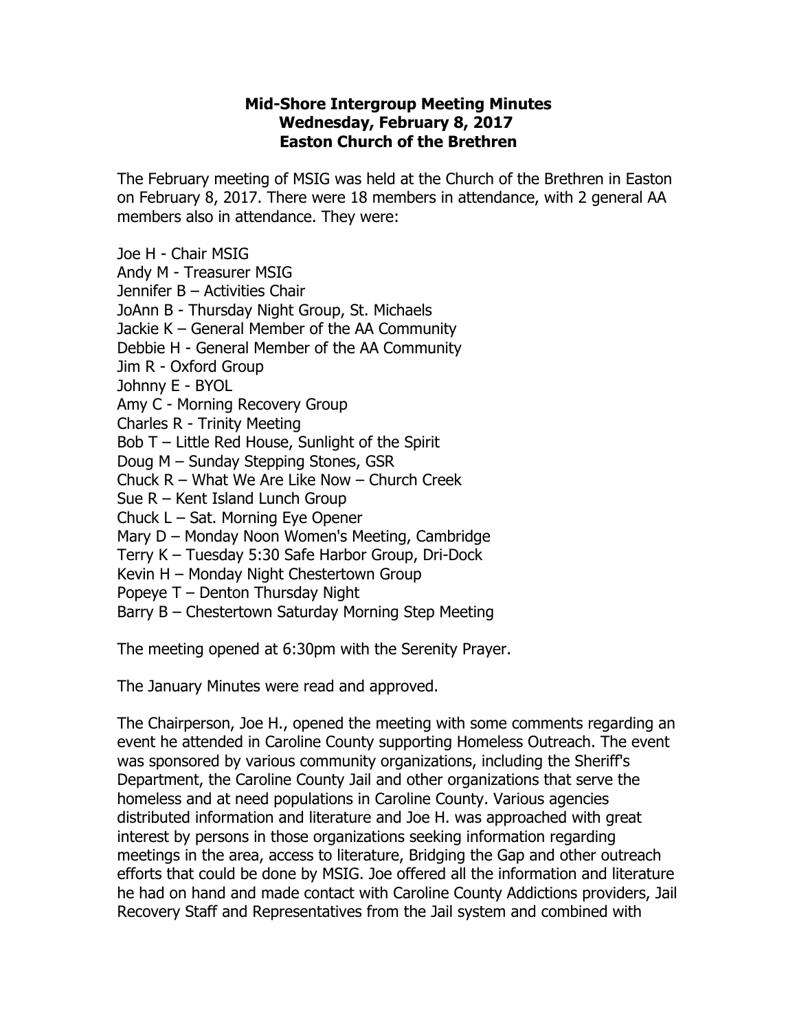**Mid-Shore Intergroup Meeting Minutes**
**Wednesday, February 8, 2017**
**Easton Church of the Brethren**

The February meeting of MSIG was held at the Church of the Brethren in Easton on February 8, 2017. There were 18 members in attendance, with 2 general AA members also in attendance. They were:

Joe H - Chair MSIG
Andy M - Treasurer MSIG
Jennifer B – Activities Chair
JoAnn B - Thursday Night Group, St. Michaels
Jackie K – General Member of the AA Community
Debbie H - General Member of the AA Community
Jim R - Oxford Group
Johnny E - BYOL
Amy C - Morning Recovery Group
Charles R - Trinity Meeting
Bob T – Little Red House, Sunlight of the Spirit
Doug M – Sunday Stepping Stones, GSR
Chuck R – What We Are Like Now – Church Creek
Sue R – Kent Island Lunch Group
Chuck L – Sat. Morning Eye Opener
Mary D – Monday Noon Women's Meeting, Cambridge
Terry K – Tuesday 5:30 Safe Harbor Group, Dri-Dock
Kevin H – Monday Night Chestertown Group
Popeye T – Denton Thursday Night
Barry B – Chestertown Saturday Morning Step Meeting

The meeting opened at 6:30pm with the Serenity Prayer.

The January Minutes were read and approved.

The Chairperson, Joe H., opened the meeting with some comments regarding an event he attended in Caroline County supporting Homeless Outreach. The event was sponsored by various community organizations, including the Sheriff's Department, the Caroline County Jail and other organizations that serve the homeless and at need populations in Caroline County. Various agencies distributed information and literature and Joe H. was approached with great interest by persons in those organizations seeking information regarding meetings in the area, access to literature, Bridging the Gap and other outreach efforts that could be done by MSIG. Joe offered all the information and literature he had on hand and made contact with Caroline County Addictions providers, Jail Recovery Staff and Representatives from the Jail system and combined with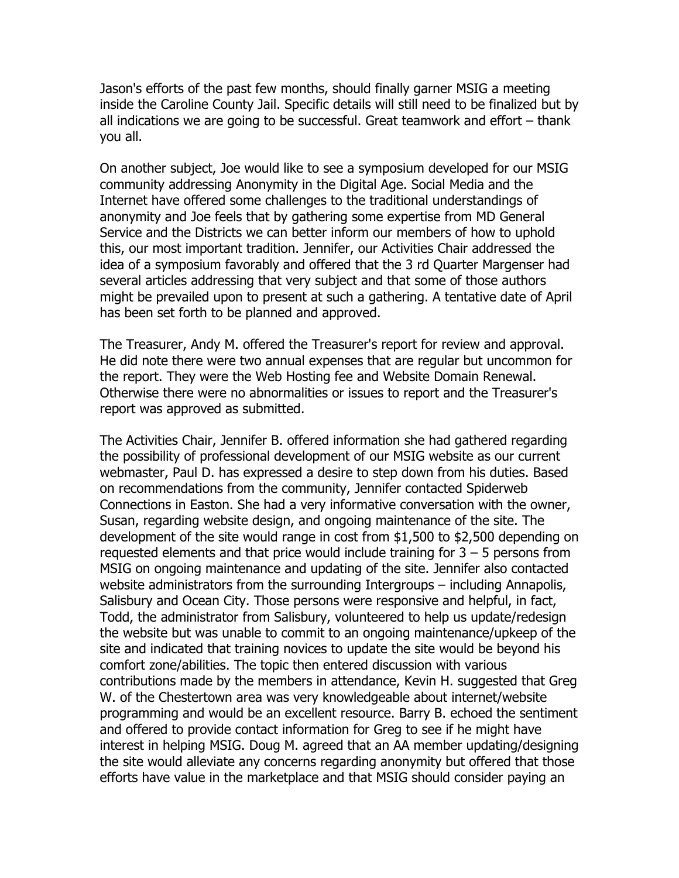Jason's efforts of the past few months, should finally garner MSIG a meeting inside the Caroline County Jail. Specific details will still need to be finalized but by all indications we are going to be successful. Great teamwork and effort – thank you all.

On another subject, Joe would like to see a symposium developed for our MSIG community addressing Anonymity in the Digital Age. Social Media and the Internet have offered some challenges to the traditional understandings of anonymity and Joe feels that by gathering some expertise from MD General Service and the Districts we can better inform our members of how to uphold this, our most important tradition. Jennifer, our Activities Chair addressed the idea of a symposium favorably and offered that the 3 rd Quarter Margenser had several articles addressing that very subject and that some of those authors might be prevailed upon to present at such a gathering. A tentative date of April has been set forth to be planned and approved.

The Treasurer, Andy M. offered the Treasurer's report for review and approval. He did note there were two annual expenses that are regular but uncommon for the report. They were the Web Hosting fee and Website Domain Renewal. Otherwise there were no abnormalities or issues to report and the Treasurer's report was approved as submitted.

The Activities Chair, Jennifer B. offered information she had gathered regarding the possibility of professional development of our MSIG website as our current webmaster, Paul D. has expressed a desire to step down from his duties. Based on recommendations from the community, Jennifer contacted Spiderweb Connections in Easton. She had a very informative conversation with the owner, Susan, regarding website design, and ongoing maintenance of the site. The development of the site would range in cost from $1,500 to $2,500 depending on requested elements and that price would include training for 3 – 5 persons from MSIG on ongoing maintenance and updating of the site. Jennifer also contacted website administrators from the surrounding Intergroups – including Annapolis, Salisbury and Ocean City. Those persons were responsive and helpful, in fact, Todd, the administrator from Salisbury, volunteered to help us update/redesign the website but was unable to commit to an ongoing maintenance/upkeep of the site and indicated that training novices to update the site would be beyond his comfort zone/abilities. The topic then entered discussion with various contributions made by the members in attendance, Kevin H. suggested that Greg W. of the Chestertown area was very knowledgeable about internet/website programming and would be an excellent resource. Barry B. echoed the sentiment and offered to provide contact information for Greg to see if he might have interest in helping MSIG. Doug M. agreed that an AA member updating/designing the site would alleviate any concerns regarding anonymity but offered that those efforts have value in the marketplace and that MSIG should consider paying an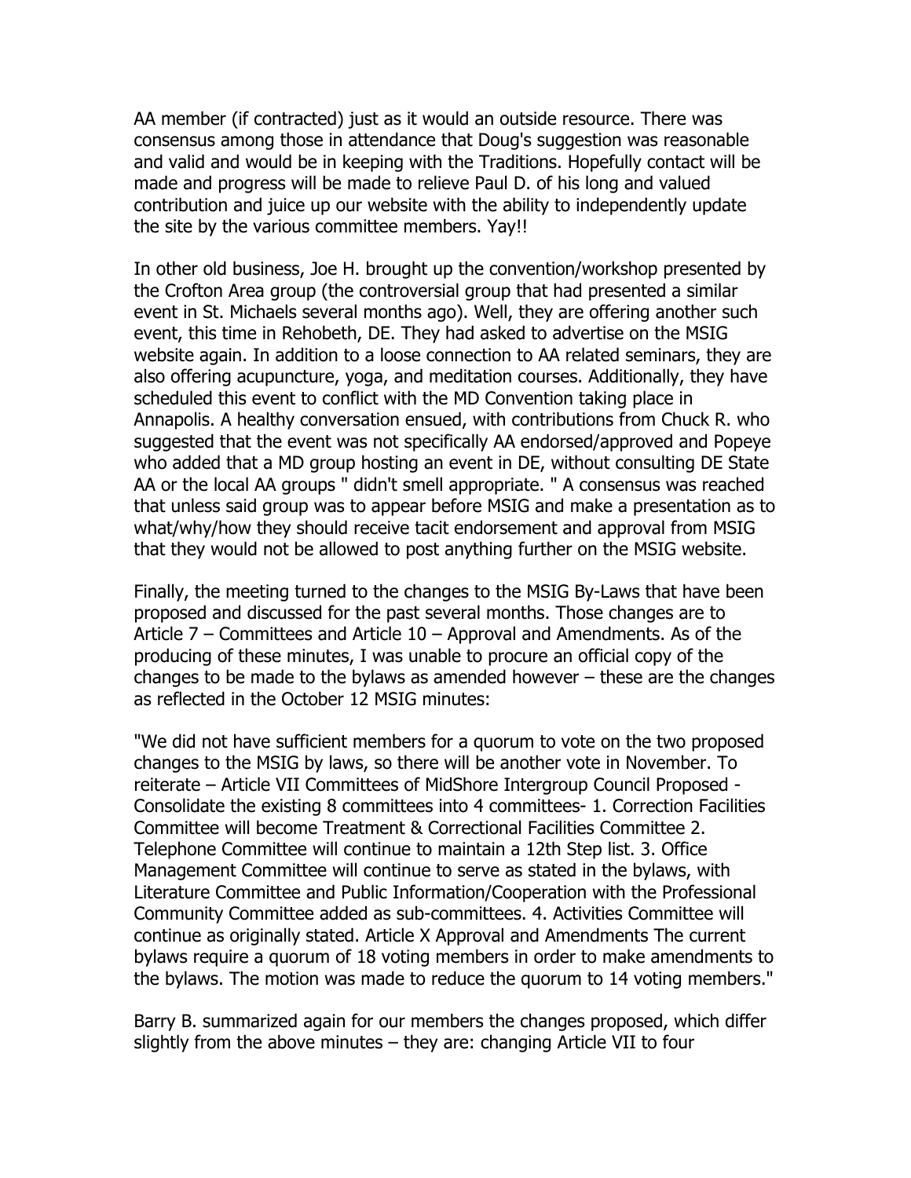AA member (if contracted) just as it would an outside resource. There was consensus among those in attendance that Doug's suggestion was reasonable and valid and would be in keeping with the Traditions. Hopefully contact will be made and progress will be made to relieve Paul D. of his long and valued contribution and juice up our website with the ability to independently update the site by the various committee members. Yay!!

In other old business, Joe H. brought up the convention/workshop presented by the Crofton Area group (the controversial group that had presented a similar event in St. Michaels several months ago). Well, they are offering another such event, this time in Rehobeth, DE. They had asked to advertise on the MSIG website again. In addition to a loose connection to AA related seminars, they are also offering acupuncture, yoga, and meditation courses. Additionally, they have scheduled this event to conflict with the MD Convention taking place in Annapolis. A healthy conversation ensued, with contributions from Chuck R. who suggested that the event was not specifically AA endorsed/approved and Popeye who added that a MD group hosting an event in DE, without consulting DE State AA or the local AA groups " didn't smell appropriate. " A consensus was reached that unless said group was to appear before MSIG and make a presentation as to what/why/how they should receive tacit endorsement and approval from MSIG that they would not be allowed to post anything further on the MSIG website.

Finally, the meeting turned to the changes to the MSIG By-Laws that have been proposed and discussed for the past several months. Those changes are to Article 7 – Committees and Article 10 – Approval and Amendments. As of the producing of these minutes, I was unable to procure an official copy of the changes to be made to the bylaws as amended however – these are the changes as reflected in the October 12 MSIG minutes:

"We did not have sufficient members for a quorum to vote on the two proposed changes to the MSIG by laws, so there will be another vote in November. To reiterate – Article VII Committees of MidShore Intergroup Council Proposed - Consolidate the existing 8 committees into 4 committees- 1. Correction Facilities Committee will become Treatment & Correctional Facilities Committee 2. Telephone Committee will continue to maintain a 12th Step list. 3. Office Management Committee will continue to serve as stated in the bylaws, with Literature Committee and Public Information/Cooperation with the Professional Community Committee added as sub-committees. 4. Activities Committee will continue as originally stated. Article X Approval and Amendments The current bylaws require a quorum of 18 voting members in order to make amendments to the bylaws. The motion was made to reduce the quorum to 14 voting members."

Barry B. summarized again for our members the changes proposed, which differ slightly from the above minutes – they are: changing Article VII to four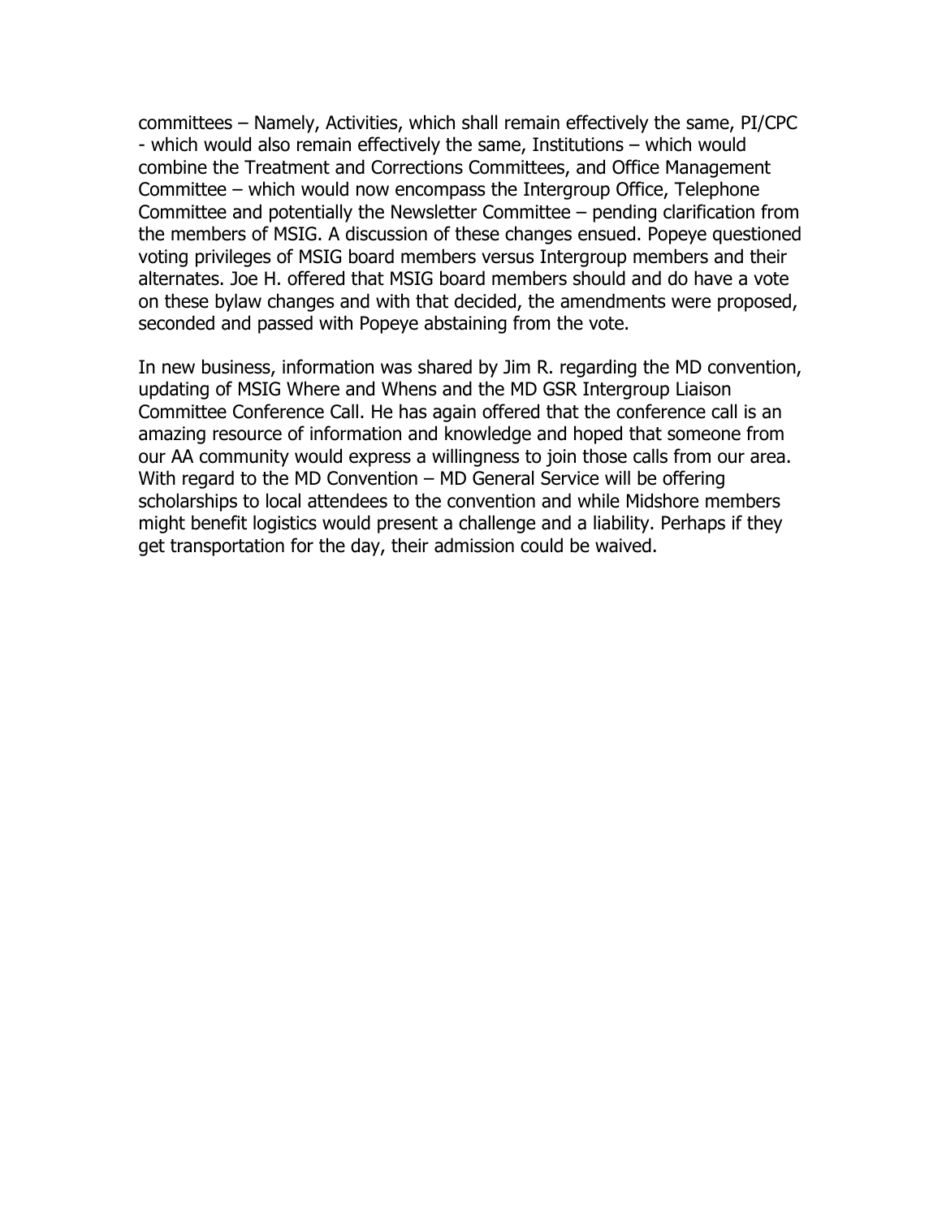committees – Namely, Activities, which shall remain effectively the same, PI/CPC - which would also remain effectively the same, Institutions – which would combine the Treatment and Corrections Committees, and Office Management Committee – which would now encompass the Intergroup Office, Telephone Committee and potentially the Newsletter Committee – pending clarification from the members of MSIG. A discussion of these changes ensued. Popeye questioned voting privileges of MSIG board members versus Intergroup members and their alternates. Joe H. offered that MSIG board members should and do have a vote on these bylaw changes and with that decided, the amendments were proposed, seconded and passed with Popeye abstaining from the vote.

In new business, information was shared by Jim R. regarding the MD convention, updating of MSIG Where and Whens and the MD GSR Intergroup Liaison Committee Conference Call. He has again offered that the conference call is an amazing resource of information and knowledge and hoped that someone from our AA community would express a willingness to join those calls from our area. With regard to the MD Convention – MD General Service will be offering scholarships to local attendees to the convention and while Midshore members might benefit logistics would present a challenge and a liability. Perhaps if they get transportation for the day, their admission could be waived.